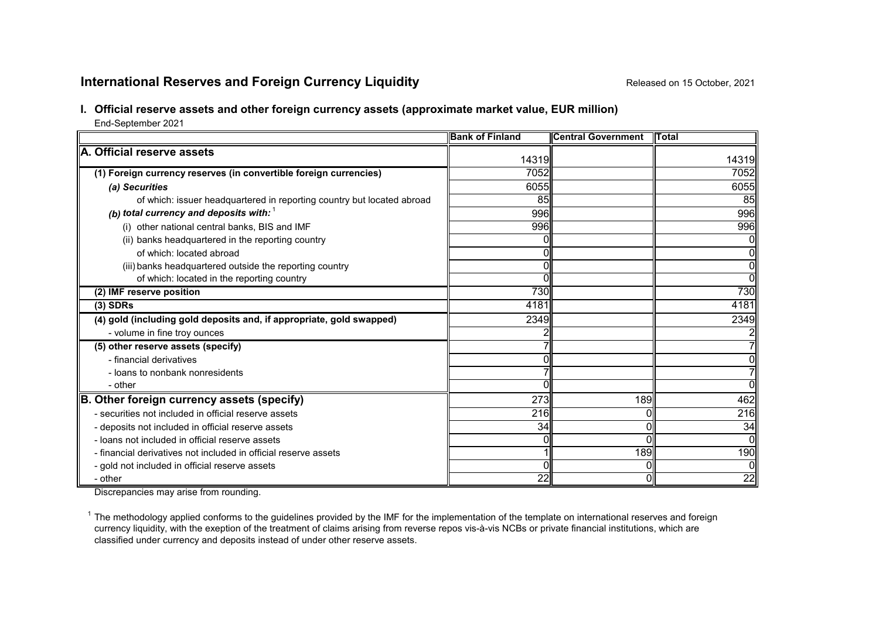## International Reserves and Foreign Currency Liquidity

Released on 15 October, 2021

### I. Official reserve assets and other foreign currency assets (approximate market value, EUR million)

End-September 2021

| | Bank of Finland | Central Government | Total |
|---|---|---|---|
| **A. Official reserve assets** | 14319 | | 14319 |
| **(1) Foreign currency reserves (in convertible foreign currencies)** | 7052 | | 7052 |
| ***(a) Securities*** | 6055 | | 6055 |
| of which: issuer headquartered in reporting country but located abroad | 85 | | 85 |
| ***(b) total currency and deposits with:*** [1] | 996 | | 996 |
| (i) other national central banks, BIS and IMF | 996 | | 996 |
| (ii) banks headquartered in the reporting country | 0 | | 0 |
| of which: located abroad | 0 | | 0 |
| (iii) banks headquartered outside the reporting country | 0 | | 0 |
| of which: located in the reporting country | 0 | | 0 |
| **(2) IMF reserve position** | 730 | | 730 |
| **(3) SDRs** | 4181 | | 4181 |
| **(4) gold (including gold deposits and, if appropriate, gold swapped)** | 2349 | | 2349 |
| - volume in fine troy ounces | 2 | | 2 |
| **(5) other reserve assets (specify)** | 7 | | 7 |
| - financial derivatives | 0 | | 0 |
| - loans to nonbank nonresidents | 7 | | 7 |
| - other | 0 | | 0 |
| **B. Other foreign currency assets (specify)** | 273 | 189 | 462 |
| - securities not included in official reserve assets | 216 | 0 | 216 |
| - deposits not included in official reserve assets | 34 | 0 | 34 |
| - loans not included in official reserve assets | 0 | 0 | 0 |
| - financial derivatives not included in official reserve assets | 1 | 189 | 190 |
| - gold not included in official reserve assets | 0 | 0 | 0 |
| - other | 22 | 0 | 22 |

Discrepancies may arise from rounding.

[1] The methodology applied conforms to the guidelines provided by the IMF for the implementation of the template on international reserves and foreign currency liquidity, with the exeption of the treatment of claims arising from reverse repos vis-à-vis NCBs or private financial institutions, which are classified under currency and deposits instead of under other reserve assets.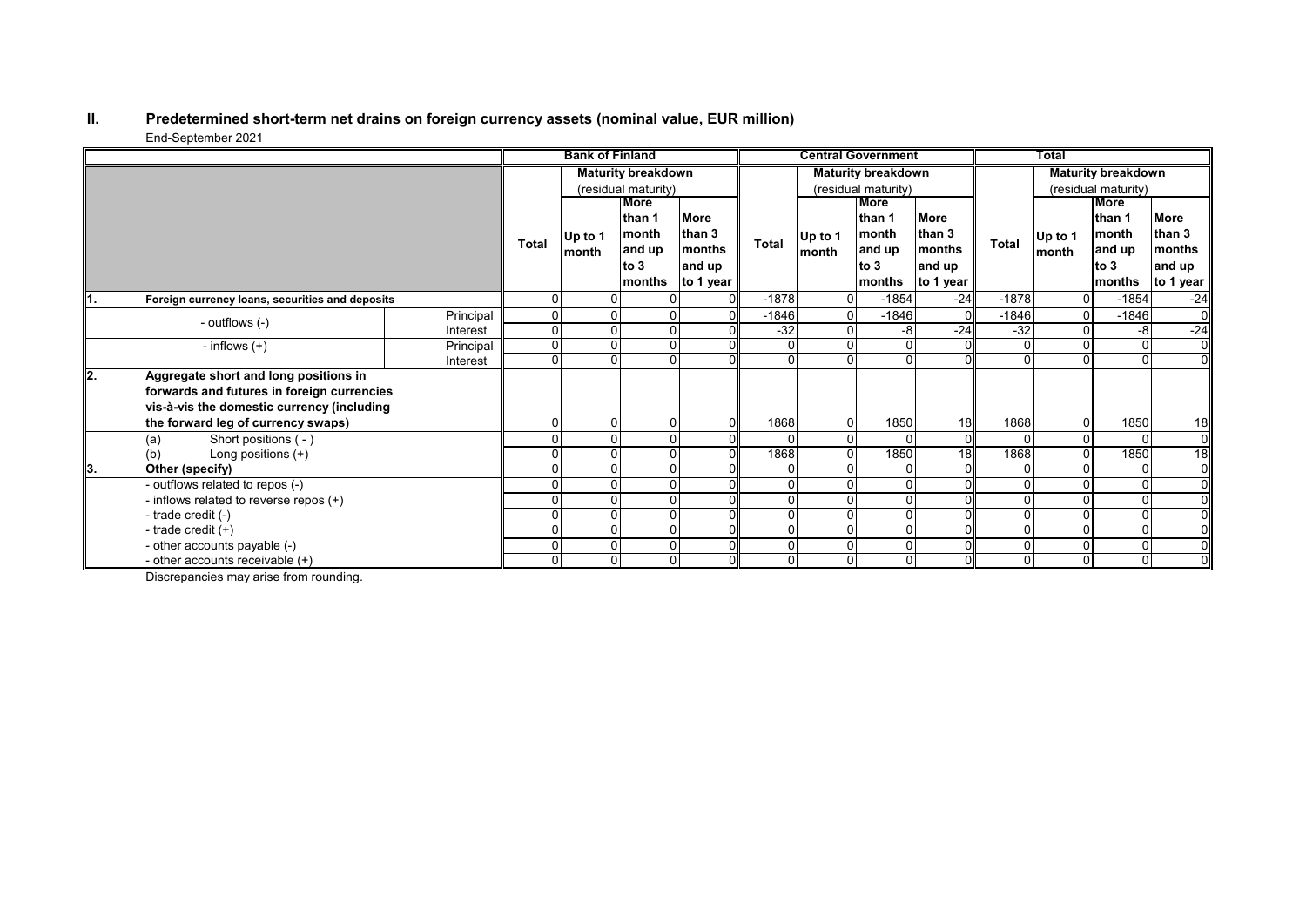## II. Predetermined short-term net drains on foreign currency assets (nominal value, EUR million)

End-September 2021

| | | Bank of Finland | | | | Central Government | | | | Total | | | |
|---|---|---|---|---|---|---|---|---|---|---|---|---|---|
| | | | Maturity breakdown (residual maturity) | | | | Maturity breakdown (residual maturity) | | | | Maturity breakdown (residual maturity) | | |
| | | Total | Up to 1 month | More than 1 month and up to 3 months | More than 3 months and up to 1 year | Total | Up to 1 month | More than 1 month and up to 3 months | More than 3 months and up to 1 year | Total | Up to 1 month | More than 1 month and up to 3 months | More than 3 months and up to 1 year |
| **1. Foreign currency loans, securities and deposits** | | 0 | 0 | 0 | 0 | -1878 | 0 | -1854 | -24 | -1878 | 0 | -1854 | -24 |
| - outflows (-) | Principal | 0 | 0 | 0 | 0 | -1846 | 0 | -1846 | 0 | -1846 | 0 | -1846 | 0 |
| | Interest | 0 | 0 | 0 | 0 | -32 | 0 | -8 | -24 | -32 | 0 | -8 | -24 |
| - inflows (+) | Principal | 0 | 0 | 0 | 0 | 0 | 0 | 0 | 0 | 0 | 0 | 0 | 0 |
| | Interest | 0 | 0 | 0 | 0 | 0 | 0 | 0 | 0 | 0 | 0 | 0 | 0 |
| **2. Aggregate short and long positions in forwards and futures in foreign currencies vis-à-vis the domestic currency (including the forward leg of currency swaps)** | | 0 | 0 | 0 | 0 | 1868 | 0 | 1850 | 18 | 1868 | 0 | 1850 | 18 |
| (a) Short positions ( - ) | | 0 | 0 | 0 | 0 | 0 | 0 | 0 | 0 | 0 | 0 | 0 | 0 |
| (b) Long positions (+) | | 0 | 0 | 0 | 0 | 1868 | 0 | 1850 | 18 | 1868 | 0 | 1850 | 18 |
| **3. Other (specify)** | | 0 | 0 | 0 | 0 | 0 | 0 | 0 | 0 | 0 | 0 | 0 | 0 |
| - outflows related to repos (-) | | 0 | 0 | 0 | 0 | 0 | 0 | 0 | 0 | 0 | 0 | 0 | 0 |
| - inflows related to reverse repos (+) | | 0 | 0 | 0 | 0 | 0 | 0 | 0 | 0 | 0 | 0 | 0 | 0 |
| - trade credit (-) | | 0 | 0 | 0 | 0 | 0 | 0 | 0 | 0 | 0 | 0 | 0 | 0 |
| - trade credit (+) | | 0 | 0 | 0 | 0 | 0 | 0 | 0 | 0 | 0 | 0 | 0 | 0 |
| - other accounts payable (-) | | 0 | 0 | 0 | 0 | 0 | 0 | 0 | 0 | 0 | 0 | 0 | 0 |
| - other accounts receivable (+) | | 0 | 0 | 0 | 0 | 0 | 0 | 0 | 0 | 0 | 0 | 0 | 0 |

Discrepancies may arise from rounding.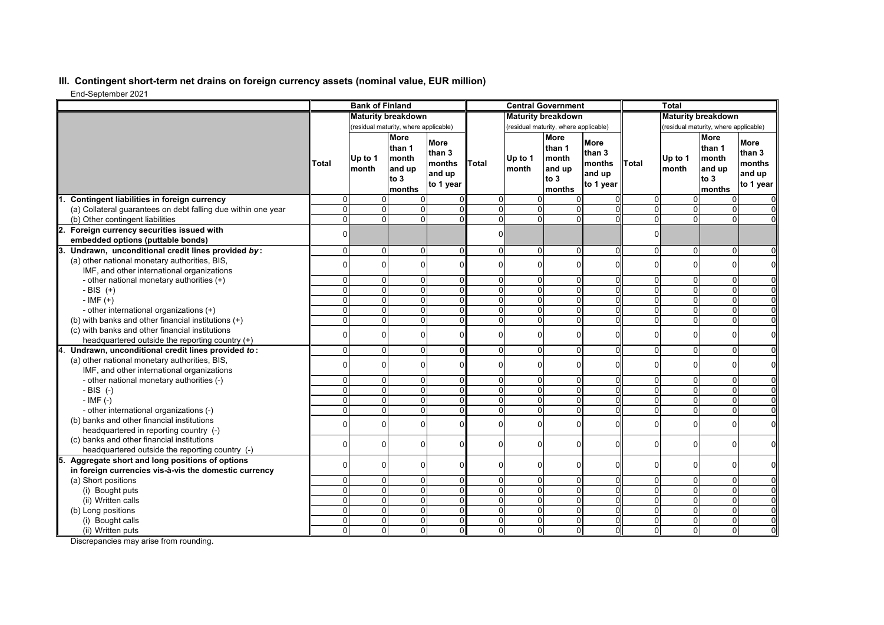## III. Contingent short-term net drains on foreign currency assets (nominal value, EUR million)

End-September 2021

| | Bank of Finland | | | | Central Government | | | | Total | | | |
|---|---|---|---|---|---|---|---|---|---|---|---|---|
| | | Maturity breakdown (residual maturity, where applicable) | | | | Maturity breakdown (residual maturity, where applicable) | | | | Maturity breakdown (residual maturity, where applicable) | | |
| | Total | Up to 1 month | More than 1 month and up to 3 months | More than 3 months and up to 1 year | Total | Up to 1 month | More than 1 month and up to 3 months | More than 3 months and up to 1 year | Total | Up to 1 month | More than 1 month and up to 3 months | More than 3 months and up to 1 year |
| **1. Contingent liabilities in foreign currency** | 0 | 0 | 0 | 0 | 0 | 0 | 0 | 0 | 0 | 0 | 0 | 0 |
| (a) Collateral guarantees on debt falling due within one year | 0 | 0 | 0 | 0 | 0 | 0 | 0 | 0 | 0 | 0 | 0 | 0 |
| (b) Other contingent liabilities | 0 | 0 | 0 | 0 | 0 | 0 | 0 | 0 | 0 | 0 | 0 | 0 |
| **2. Foreign currency securities issued with embedded options (puttable bonds)** | 0 | | | | 0 | | | | 0 | | | |
| **3. Undrawn, unconditional credit lines provided *by*:** | 0 | 0 | 0 | 0 | 0 | 0 | 0 | 0 | 0 | 0 | 0 | 0 |
| (a) other national monetary authorities, BIS, IMF, and other international organizations | 0 | 0 | 0 | 0 | 0 | 0 | 0 | 0 | 0 | 0 | 0 | 0 |
| - other national monetary authorities (+) | 0 | 0 | 0 | 0 | 0 | 0 | 0 | 0 | 0 | 0 | 0 | 0 |
| - BIS (+) | 0 | 0 | 0 | 0 | 0 | 0 | 0 | 0 | 0 | 0 | 0 | 0 |
| - IMF (+) | 0 | 0 | 0 | 0 | 0 | 0 | 0 | 0 | 0 | 0 | 0 | 0 |
| - other international organizations (+) | 0 | 0 | 0 | 0 | 0 | 0 | 0 | 0 | 0 | 0 | 0 | 0 |
| (b) with banks and other financial institutions (+) | 0 | 0 | 0 | 0 | 0 | 0 | 0 | 0 | 0 | 0 | 0 | 0 |
| (c) with banks and other financial institutions headquartered outside the reporting country (+) | 0 | 0 | 0 | 0 | 0 | 0 | 0 | 0 | 0 | 0 | 0 | 0 |
| **4. Undrawn, unconditional credit lines provided *to*:** | 0 | 0 | 0 | 0 | 0 | 0 | 0 | 0 | 0 | 0 | 0 | 0 |
| (a) other national monetary authorities, BIS, IMF, and other international organizations | 0 | 0 | 0 | 0 | 0 | 0 | 0 | 0 | 0 | 0 | 0 | 0 |
| - other national monetary authorities (-) | 0 | 0 | 0 | 0 | 0 | 0 | 0 | 0 | 0 | 0 | 0 | 0 |
| - BIS (-) | 0 | 0 | 0 | 0 | 0 | 0 | 0 | 0 | 0 | 0 | 0 | 0 |
| - IMF (-) | 0 | 0 | 0 | 0 | 0 | 0 | 0 | 0 | 0 | 0 | 0 | 0 |
| - other international organizations (-) | 0 | 0 | 0 | 0 | 0 | 0 | 0 | 0 | 0 | 0 | 0 | 0 |
| (b) banks and other financial institutions headquartered in reporting country (-) | 0 | 0 | 0 | 0 | 0 | 0 | 0 | 0 | 0 | 0 | 0 | 0 |
| (c) banks and other financial institutions headquartered outside the reporting country (-) | 0 | 0 | 0 | 0 | 0 | 0 | 0 | 0 | 0 | 0 | 0 | 0 |
| **5. Aggregate short and long positions of options in foreign currencies vis-à-vis the domestic currency** | 0 | 0 | 0 | 0 | 0 | 0 | 0 | 0 | 0 | 0 | 0 | 0 |
| (a) Short positions | 0 | 0 | 0 | 0 | 0 | 0 | 0 | 0 | 0 | 0 | 0 | 0 |
| (i) Bought puts | 0 | 0 | 0 | 0 | 0 | 0 | 0 | 0 | 0 | 0 | 0 | 0 |
| (ii) Written calls | 0 | 0 | 0 | 0 | 0 | 0 | 0 | 0 | 0 | 0 | 0 | 0 |
| (b) Long positions | 0 | 0 | 0 | 0 | 0 | 0 | 0 | 0 | 0 | 0 | 0 | 0 |
| (i) Bought calls | 0 | 0 | 0 | 0 | 0 | 0 | 0 | 0 | 0 | 0 | 0 | 0 |
| (ii) Written puts | 0 | 0 | 0 | 0 | 0 | 0 | 0 | 0 | 0 | 0 | 0 | 0 |

Discrepancies may arise from rounding.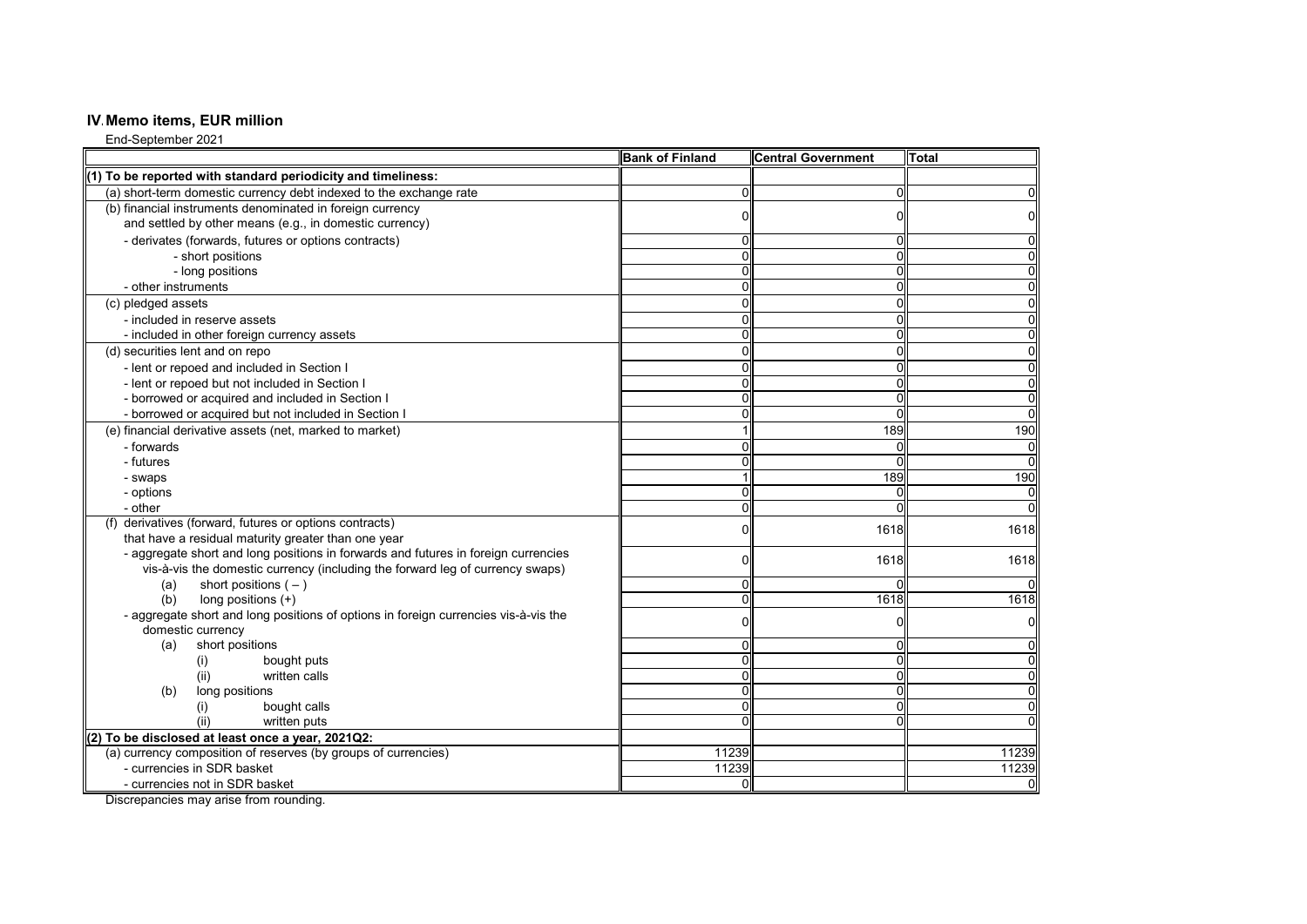## IV. Memo items, EUR million

End-September 2021

| | Bank of Finland | Central Government | Total |
|---|---|---|---|
| **(1) To be reported with standard periodicity and timeliness:** | | | |
| (a) short-term domestic currency debt indexed to the exchange rate | 0 | 0 | 0 |
| (b) financial instruments denominated in foreign currency and settled by other means (e.g., in domestic currency) | 0 | 0 | 0 |
| - derivates (forwards, futures or options contracts) | 0 | 0 | 0 |
| - short positions | 0 | 0 | 0 |
| - long positions | 0 | 0 | 0 |
| - other instruments | 0 | 0 | 0 |
| (c) pledged assets | 0 | 0 | 0 |
| - included in reserve assets | 0 | 0 | 0 |
| - included in other foreign currency assets | 0 | 0 | 0 |
| (d) securities lent and on repo | 0 | 0 | 0 |
| - lent or repoed and included in Section I | 0 | 0 | 0 |
| - lent or repoed but not included in Section I | 0 | 0 | 0 |
| - borrowed or acquired and included in Section I | 0 | 0 | 0 |
| - borrowed or acquired but not included in Section I | 0 | 0 | 0 |
| (e) financial derivative assets (net, marked to market) | 1 | 189 | 190 |
| - forwards | 0 | 0 | 0 |
| - futures | 0 | 0 | 0 |
| - swaps | 1 | 189 | 190 |
| - options | 0 | 0 | 0 |
| - other | 0 | 0 | 0 |
| (f) derivatives (forward, futures or options contracts) that have a residual maturity greater than one year | 0 | 1618 | 1618 |
| - aggregate short and long positions in forwards and futures in foreign currencies vis-à-vis the domestic currency (including the forward leg of currency swaps) | 0 | 1618 | 1618 |
| (a) short positions ( – ) | 0 | 0 | 0 |
| (b) long positions (+) | 0 | 1618 | 1618 |
| - aggregate short and long positions of options in foreign currencies vis-à-vis the domestic currency | 0 | 0 | 0 |
| (a) short positions | 0 | 0 | 0 |
| (i) bought puts | 0 | 0 | 0 |
| (ii) written calls | 0 | 0 | 0 |
| (b) long positions | 0 | 0 | 0 |
| (i) bought calls | 0 | 0 | 0 |
| (ii) written puts | 0 | 0 | 0 |
| **(2) To be disclosed at least once a year, 2021Q2:** | | | |
| (a) currency composition of reserves (by groups of currencies) | 11239 | | 11239 |
| - currencies in SDR basket | 11239 | | 11239 |
| - currencies not in SDR basket | 0 | | 0 |

Discrepancies may arise from rounding.